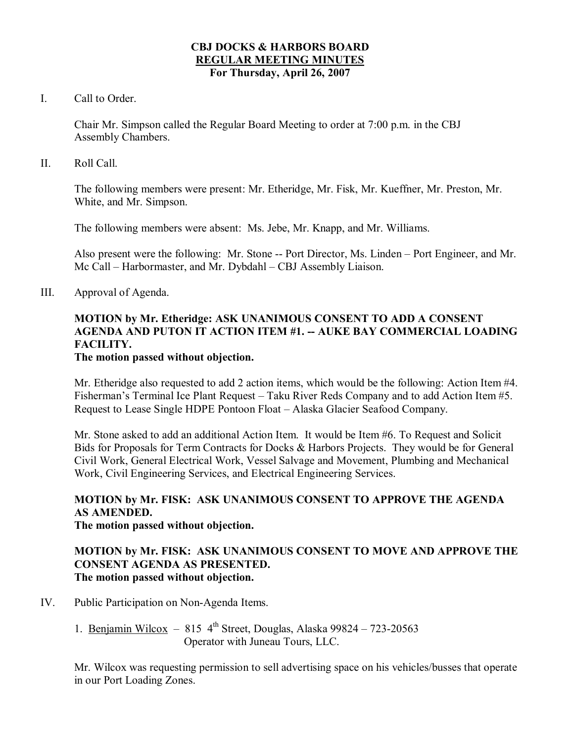# CBJ DOCKS & HARBORS BOARD
## REGULAR MEETING MINUTES
### For Thursday, April 26, 2007

I. Call to Order.

Chair Mr. Simpson called the Regular Board Meeting to order at 7:00 p.m. in the CBJ Assembly Chambers.

II. Roll Call.

The following members were present: Mr. Etheridge, Mr. Fisk, Mr. Kueffner, Mr. Preston, Mr. White, and Mr. Simpson.

The following members were absent: Ms. Jebe, Mr. Knapp, and Mr. Williams.

Also present were the following: Mr. Stone -- Port Director, Ms. Linden – Port Engineer, and Mr. Mc Call – Harbormaster, and Mr. Dybdahl – CBJ Assembly Liaison.

III. Approval of Agenda.

**MOTION by Mr. Etheridge: ASK UNANIMOUS CONSENT TO ADD A CONSENT AGENDA AND PUTON IT ACTION ITEM #1. -- AUKE BAY COMMERCIAL LOADING FACILITY.**
**The motion passed without objection.**

Mr. Etheridge also requested to add 2 action items, which would be the following: Action Item #4. Fisherman's Terminal Ice Plant Request – Taku River Reds Company and to add Action Item #5. Request to Lease Single HDPE Pontoon Float – Alaska Glacier Seafood Company.

Mr. Stone asked to add an additional Action Item. It would be Item #6. To Request and Solicit Bids for Proposals for Term Contracts for Docks & Harbors Projects. They would be for General Civil Work, General Electrical Work, Vessel Salvage and Movement, Plumbing and Mechanical Work, Civil Engineering Services, and Electrical Engineering Services.

**MOTION by Mr. FISK: ASK UNANIMOUS CONSENT TO APPROVE THE AGENDA AS AMENDED.**
**The motion passed without objection.**

**MOTION by Mr. FISK: ASK UNANIMOUS CONSENT TO MOVE AND APPROVE THE CONSENT AGENDA AS PRESENTED.**
**The motion passed without objection.**

IV. Public Participation on Non-Agenda Items.

1. Benjamin Wilcox – 815 4th Street, Douglas, Alaska 99824 – 723-20563
   Operator with Juneau Tours, LLC.

Mr. Wilcox was requesting permission to sell advertising space on his vehicles/busses that operate in our Port Loading Zones.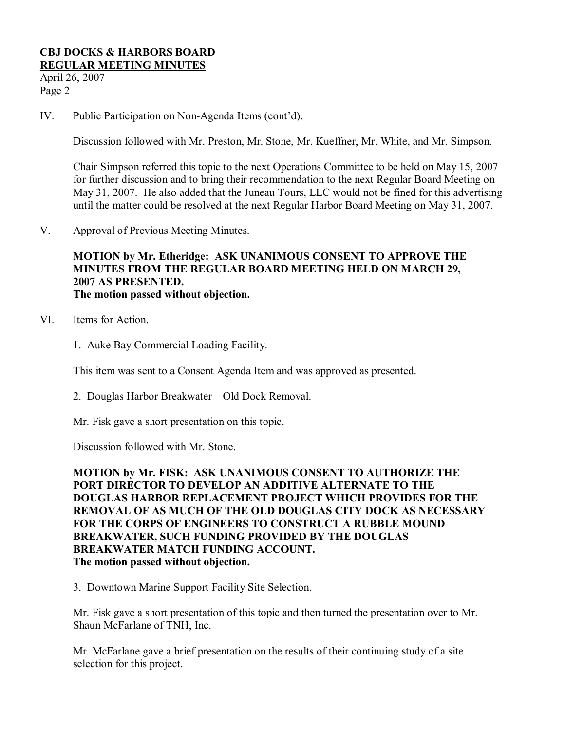IV. Public Participation on Non-Agenda Items (cont'd).

Discussion followed with Mr. Preston, Mr. Stone, Mr. Kueffner, Mr. White, and Mr. Simpson.

Chair Simpson referred this topic to the next Operations Committee to be held on May 15, 2007 for further discussion and to bring their recommendation to the next Regular Board Meeting on May 31, 2007. He also added that the Juneau Tours, LLC would not be fined for this advertising until the matter could be resolved at the next Regular Harbor Board Meeting on May 31, 2007.

V. Approval of Previous Meeting Minutes.

**MOTION by Mr. Etheridge: ASK UNANIMOUS CONSENT TO APPROVE THE MINUTES FROM THE REGULAR BOARD MEETING HELD ON MARCH 29, 2007 AS PRESENTED.**
**The motion passed without objection.**

VI. Items for Action.

1. Auke Bay Commercial Loading Facility.

This item was sent to a Consent Agenda Item and was approved as presented.

2. Douglas Harbor Breakwater – Old Dock Removal.

Mr. Fisk gave a short presentation on this topic.

Discussion followed with Mr. Stone.

**MOTION by Mr. FISK: ASK UNANIMOUS CONSENT TO AUTHORIZE THE PORT DIRECTOR TO DEVELOP AN ADDITIVE ALTERNATE TO THE DOUGLAS HARBOR REPLACEMENT PROJECT WHICH PROVIDES FOR THE REMOVAL OF AS MUCH OF THE OLD DOUGLAS CITY DOCK AS NECESSARY FOR THE CORPS OF ENGINEERS TO CONSTRUCT A RUBBLE MOUND BREAKWATER, SUCH FUNDING PROVIDED BY THE DOUGLAS BREAKWATER MATCH FUNDING ACCOUNT.**
**The motion passed without objection.**

3. Downtown Marine Support Facility Site Selection.

Mr. Fisk gave a short presentation of this topic and then turned the presentation over to Mr. Shaun McFarlane of TNH, Inc.

Mr. McFarlane gave a brief presentation on the results of their continuing study of a site selection for this project.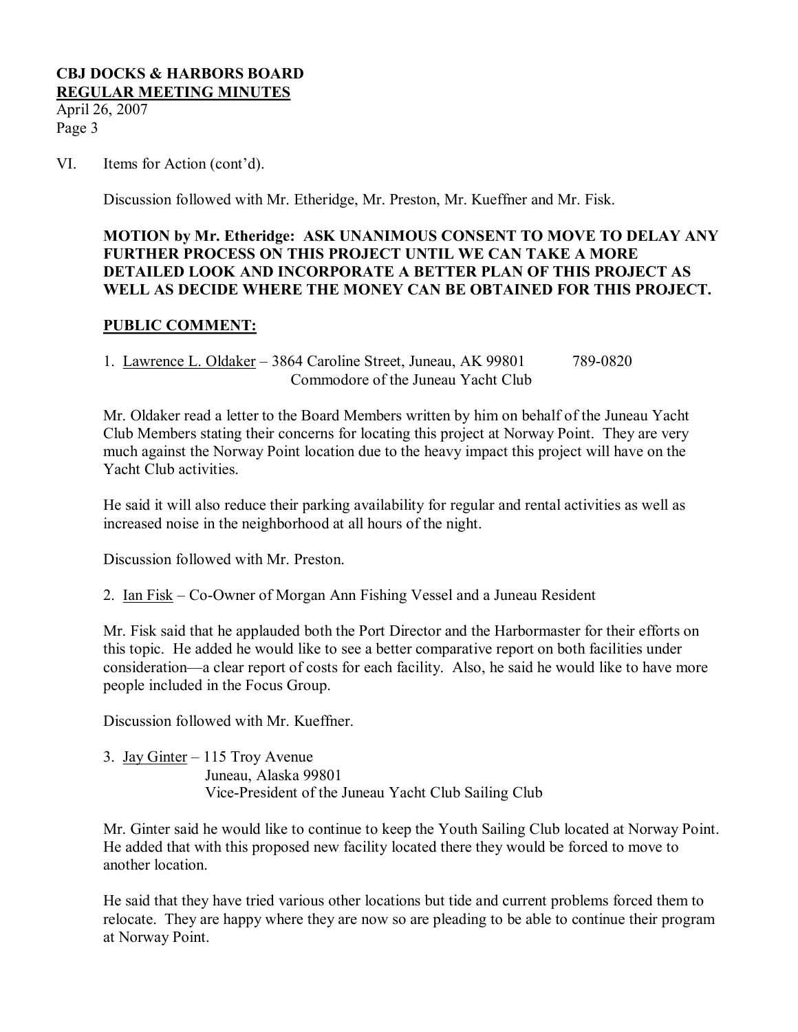VI. Items for Action (cont'd).

Discussion followed with Mr. Etheridge, Mr. Preston, Mr. Kueffner and Mr. Fisk.

**MOTION by Mr. Etheridge: ASK UNANIMOUS CONSENT TO MOVE TO DELAY ANY FURTHER PROCESS ON THIS PROJECT UNTIL WE CAN TAKE A MORE DETAILED LOOK AND INCORPORATE A BETTER PLAN OF THIS PROJECT AS WELL AS DECIDE WHERE THE MONEY CAN BE OBTAINED FOR THIS PROJECT.**

**PUBLIC COMMENT:**

1. Lawrence L. Oldaker – 3864 Caroline Street, Juneau, AK 99801 789-0820
   Commodore of the Juneau Yacht Club

Mr. Oldaker read a letter to the Board Members written by him on behalf of the Juneau Yacht Club Members stating their concerns for locating this project at Norway Point. They are very much against the Norway Point location due to the heavy impact this project will have on the Yacht Club activities.

He said it will also reduce their parking availability for regular and rental activities as well as increased noise in the neighborhood at all hours of the night.

Discussion followed with Mr. Preston.

2. Ian Fisk – Co-Owner of Morgan Ann Fishing Vessel and a Juneau Resident

Mr. Fisk said that he applauded both the Port Director and the Harbormaster for their efforts on this topic. He added he would like to see a better comparative report on both facilities under consideration—a clear report of costs for each facility. Also, he said he would like to have more people included in the Focus Group.

Discussion followed with Mr. Kueffner.

3. Jay Ginter – 115 Troy Avenue
   Juneau, Alaska 99801
   Vice-President of the Juneau Yacht Club Sailing Club

Mr. Ginter said he would like to continue to keep the Youth Sailing Club located at Norway Point. He added that with this proposed new facility located there they would be forced to move to another location.

He said that they have tried various other locations but tide and current problems forced them to relocate. They are happy where they are now so are pleading to be able to continue their program at Norway Point.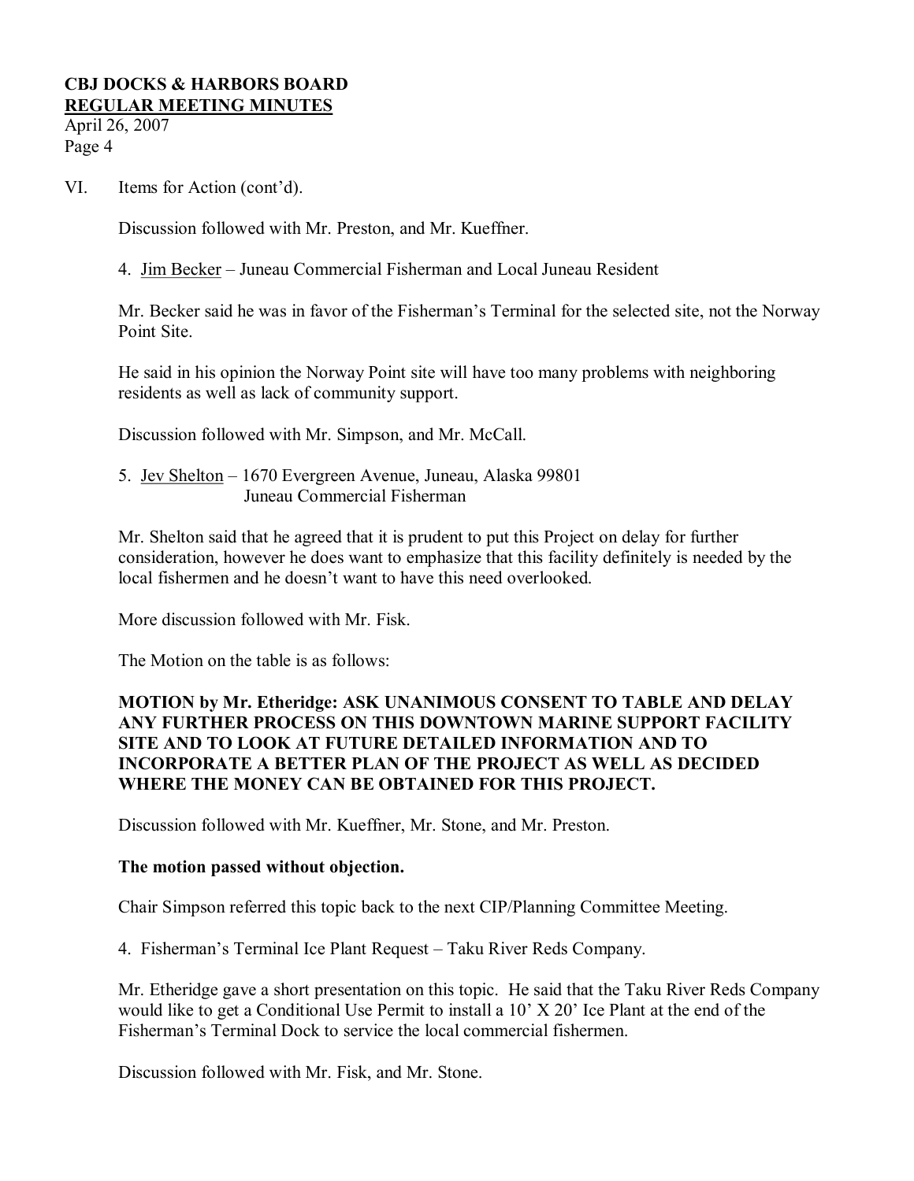VI. Items for Action (cont'd).

Discussion followed with Mr. Preston, and Mr. Kueffner.

4. Jim Becker – Juneau Commercial Fisherman and Local Juneau Resident

Mr. Becker said he was in favor of the Fisherman's Terminal for the selected site, not the Norway Point Site.

He said in his opinion the Norway Point site will have too many problems with neighboring residents as well as lack of community support.

Discussion followed with Mr. Simpson, and Mr. McCall.

5. Jev Shelton – 1670 Evergreen Avenue, Juneau, Alaska 99801
Juneau Commercial Fisherman

Mr. Shelton said that he agreed that it is prudent to put this Project on delay for further consideration, however he does want to emphasize that this facility definitely is needed by the local fishermen and he doesn't want to have this need overlooked.

More discussion followed with Mr. Fisk.

The Motion on the table is as follows:

**MOTION by Mr. Etheridge: ASK UNANIMOUS CONSENT TO TABLE AND DELAY ANY FURTHER PROCESS ON THIS DOWNTOWN MARINE SUPPORT FACILITY SITE AND TO LOOK AT FUTURE DETAILED INFORMATION AND TO INCORPORATE A BETTER PLAN OF THE PROJECT AS WELL AS DECIDED WHERE THE MONEY CAN BE OBTAINED FOR THIS PROJECT.**

Discussion followed with Mr. Kueffner, Mr. Stone, and Mr. Preston.

**The motion passed without objection.**

Chair Simpson referred this topic back to the next CIP/Planning Committee Meeting.

4. Fisherman's Terminal Ice Plant Request – Taku River Reds Company.

Mr. Etheridge gave a short presentation on this topic. He said that the Taku River Reds Company would like to get a Conditional Use Permit to install a 10' X 20' Ice Plant at the end of the Fisherman's Terminal Dock to service the local commercial fishermen.

Discussion followed with Mr. Fisk, and Mr. Stone.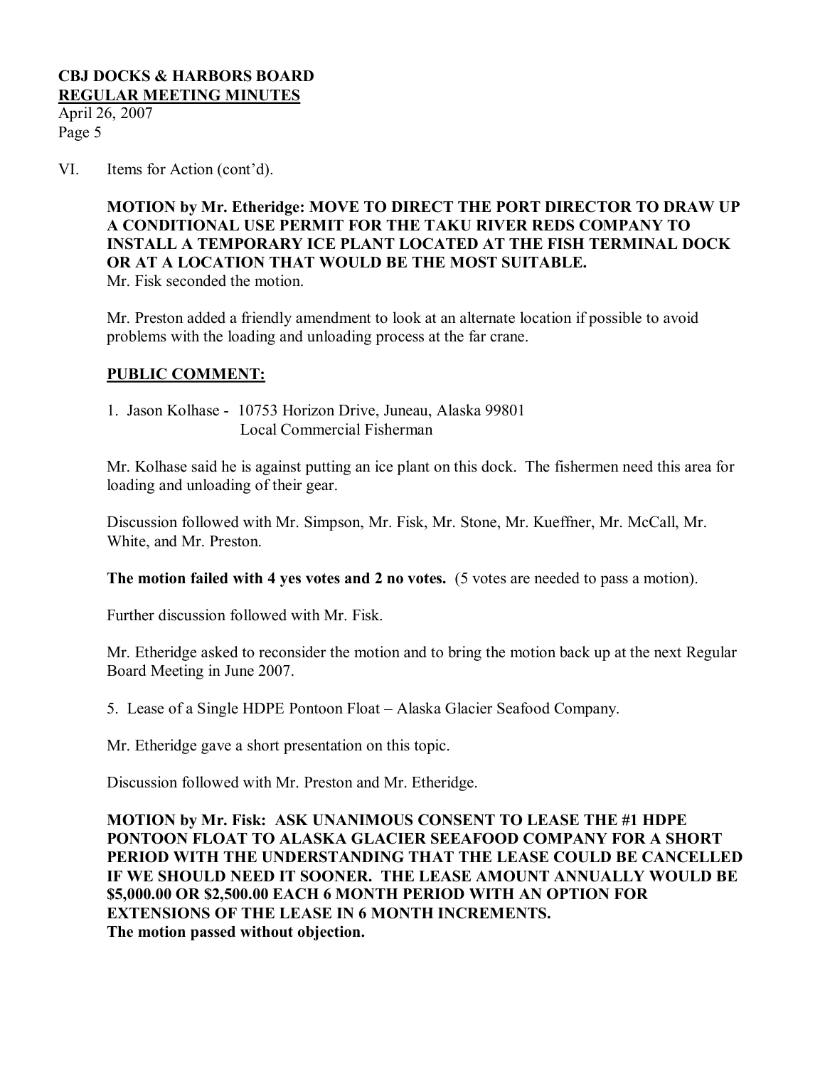VI. Items for Action (cont'd).

**MOTION by Mr. Etheridge: MOVE TO DIRECT THE PORT DIRECTOR TO DRAW UP A CONDITIONAL USE PERMIT FOR THE TAKU RIVER REDS COMPANY TO INSTALL A TEMPORARY ICE PLANT LOCATED AT THE FISH TERMINAL DOCK OR AT A LOCATION THAT WOULD BE THE MOST SUITABLE.**
Mr. Fisk seconded the motion.

Mr. Preston added a friendly amendment to look at an alternate location if possible to avoid problems with the loading and unloading process at the far crane.

**PUBLIC COMMENT:**

1. Jason Kolhase - 10753 Horizon Drive, Juneau, Alaska 99801
   Local Commercial Fisherman

Mr. Kolhase said he is against putting an ice plant on this dock. The fishermen need this area for loading and unloading of their gear.

Discussion followed with Mr. Simpson, Mr. Fisk, Mr. Stone, Mr. Kueffner, Mr. McCall, Mr. White, and Mr. Preston.

**The motion failed with 4 yes votes and 2 no votes.** (5 votes are needed to pass a motion).

Further discussion followed with Mr. Fisk.

Mr. Etheridge asked to reconsider the motion and to bring the motion back up at the next Regular Board Meeting in June 2007.

5. Lease of a Single HDPE Pontoon Float – Alaska Glacier Seafood Company.

Mr. Etheridge gave a short presentation on this topic.

Discussion followed with Mr. Preston and Mr. Etheridge.

**MOTION by Mr. Fisk: ASK UNANIMOUS CONSENT TO LEASE THE #1 HDPE PONTOON FLOAT TO ALASKA GLACIER SEAFOOD COMPANY FOR A SHORT PERIOD WITH THE UNDERSTANDING THAT THE LEASE COULD BE CANCELLED IF WE SHOULD NEED IT SOONER. THE LEASE AMOUNT ANNUALLY WOULD BE $5,000.00 OR $2,500.00 EACH 6 MONTH PERIOD WITH AN OPTION FOR EXTENSIONS OF THE LEASE IN 6 MONTH INCREMENTS.**
**The motion passed without objection.**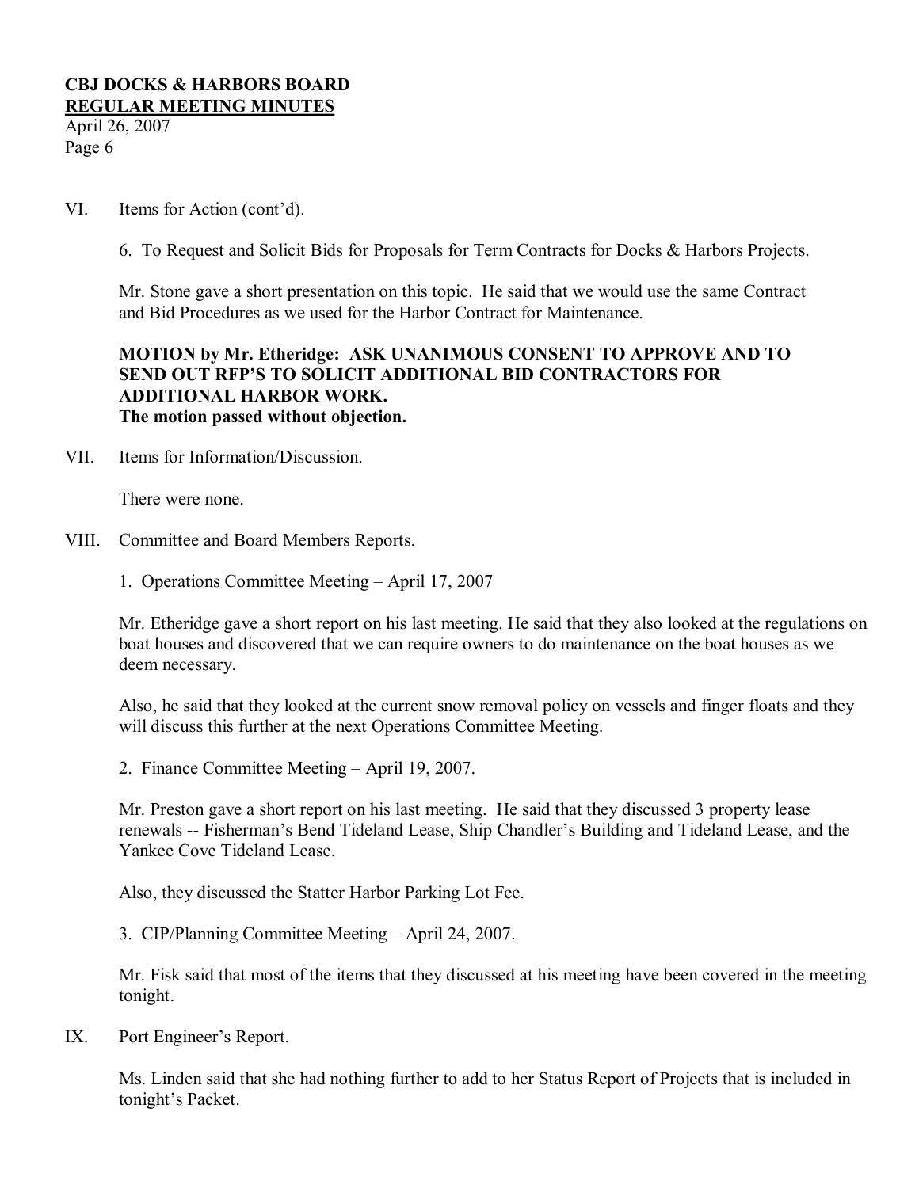VI. Items for Action (cont'd).

6. To Request and Solicit Bids for Proposals for Term Contracts for Docks & Harbors Projects.

Mr. Stone gave a short presentation on this topic. He said that we would use the same Contract and Bid Procedures as we used for the Harbor Contract for Maintenance.

**MOTION by Mr. Etheridge: ASK UNANIMOUS CONSENT TO APPROVE AND TO SEND OUT RFP'S TO SOLICIT ADDITIONAL BID CONTRACTORS FOR ADDITIONAL HARBOR WORK.**
**The motion passed without objection.**

VII. Items for Information/Discussion.

There were none.

VIII. Committee and Board Members Reports.

1. Operations Committee Meeting – April 17, 2007

Mr. Etheridge gave a short report on his last meeting. He said that they also looked at the regulations on boat houses and discovered that we can require owners to do maintenance on the boat houses as we deem necessary.

Also, he said that they looked at the current snow removal policy on vessels and finger floats and they will discuss this further at the next Operations Committee Meeting.

2. Finance Committee Meeting – April 19, 2007.

Mr. Preston gave a short report on his last meeting. He said that they discussed 3 property lease renewals -- Fisherman's Bend Tideland Lease, Ship Chandler's Building and Tideland Lease, and the Yankee Cove Tideland Lease.

Also, they discussed the Statter Harbor Parking Lot Fee.

3. CIP/Planning Committee Meeting – April 24, 2007.

Mr. Fisk said that most of the items that they discussed at his meeting have been covered in the meeting tonight.

IX. Port Engineer's Report.

Ms. Linden said that she had nothing further to add to her Status Report of Projects that is included in tonight's Packet.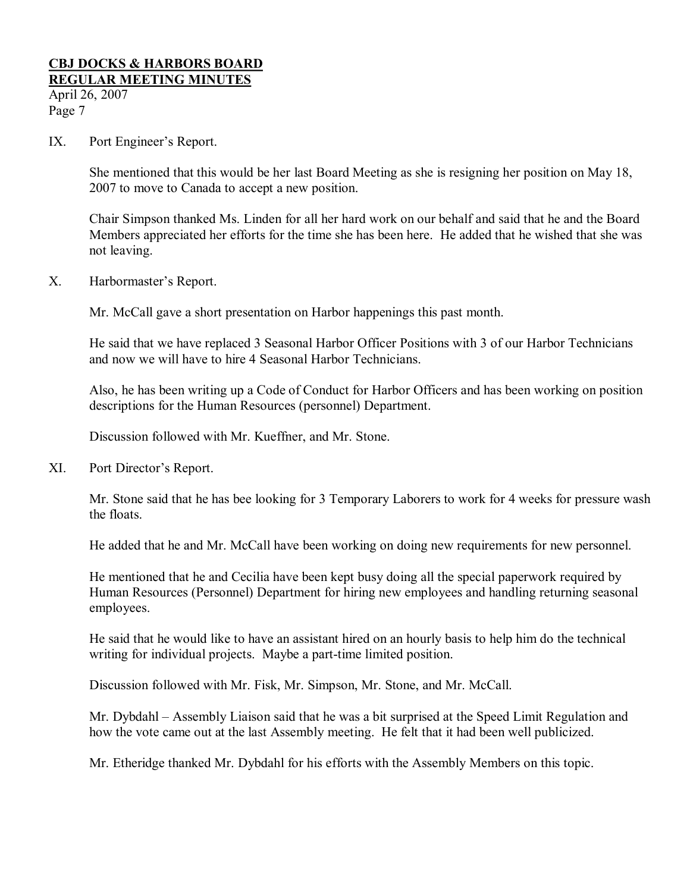IX. Port Engineer's Report.

She mentioned that this would be her last Board Meeting as she is resigning her position on May 18, 2007 to move to Canada to accept a new position.

Chair Simpson thanked Ms. Linden for all her hard work on our behalf and said that he and the Board Members appreciated her efforts for the time she has been here. He added that he wished that she was not leaving.

X. Harbormaster's Report.

Mr. McCall gave a short presentation on Harbor happenings this past month.

He said that we have replaced 3 Seasonal Harbor Officer Positions with 3 of our Harbor Technicians and now we will have to hire 4 Seasonal Harbor Technicians.

Also, he has been writing up a Code of Conduct for Harbor Officers and has been working on position descriptions for the Human Resources (personnel) Department.

Discussion followed with Mr. Kueffner, and Mr. Stone.

XI. Port Director's Report.

Mr. Stone said that he has bee looking for 3 Temporary Laborers to work for 4 weeks for pressure wash the floats.

He added that he and Mr. McCall have been working on doing new requirements for new personnel.

He mentioned that he and Cecilia have been kept busy doing all the special paperwork required by Human Resources (Personnel) Department for hiring new employees and handling returning seasonal employees.

He said that he would like to have an assistant hired on an hourly basis to help him do the technical writing for individual projects. Maybe a part-time limited position.

Discussion followed with Mr. Fisk, Mr. Simpson, Mr. Stone, and Mr. McCall.

Mr. Dybdahl – Assembly Liaison said that he was a bit surprised at the Speed Limit Regulation and how the vote came out at the last Assembly meeting. He felt that it had been well publicized.

Mr. Etheridge thanked Mr. Dybdahl for his efforts with the Assembly Members on this topic.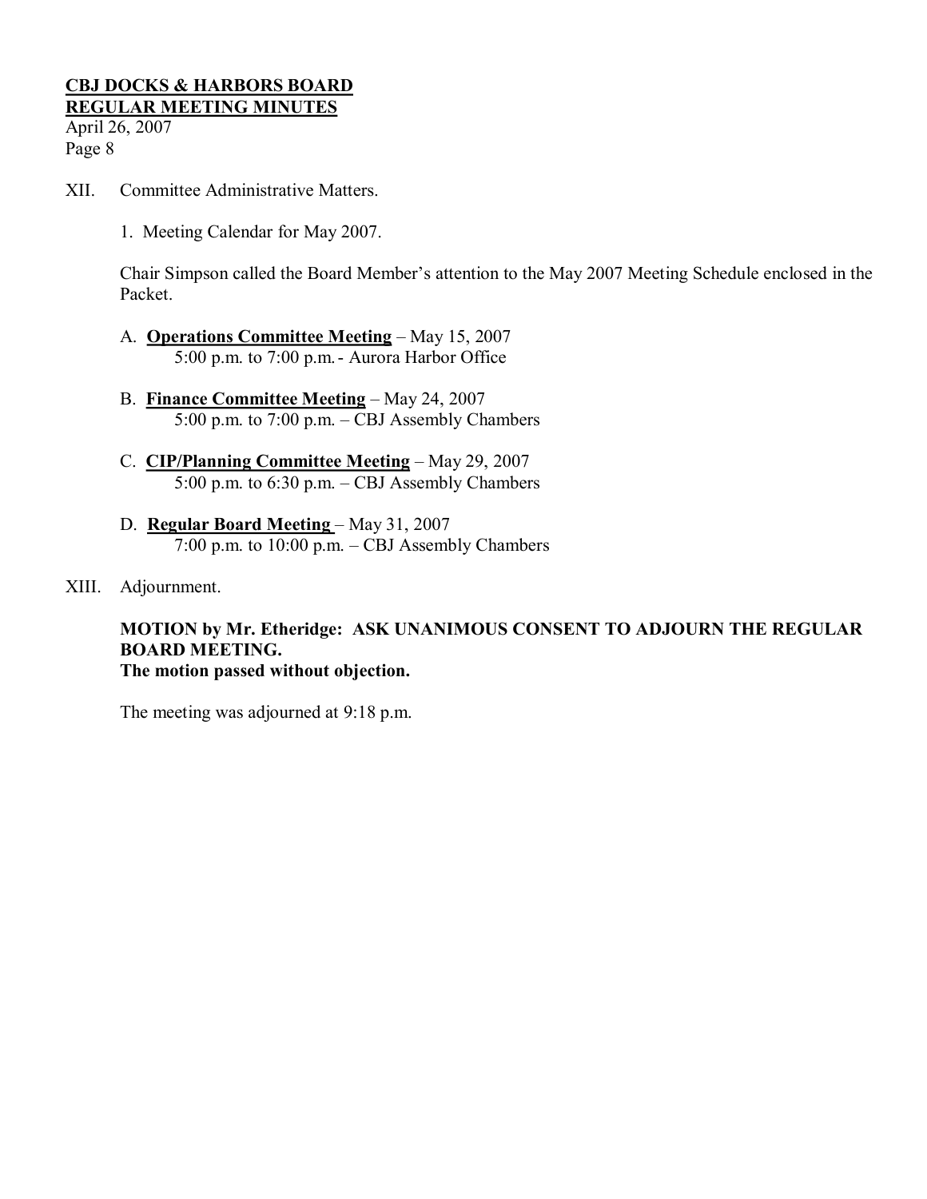XII. Committee Administrative Matters.

1. Meeting Calendar for May 2007.

Chair Simpson called the Board Member's attention to the May 2007 Meeting Schedule enclosed in the Packet.

A. **Operations Committee Meeting** – May 15, 2007
   5:00 p.m. to 7:00 p.m. - Aurora Harbor Office

B. **Finance Committee Meeting** – May 24, 2007
   5:00 p.m. to 7:00 p.m. – CBJ Assembly Chambers

C. **CIP/Planning Committee Meeting** – May 29, 2007
   5:00 p.m. to 6:30 p.m. – CBJ Assembly Chambers

D. **Regular Board Meeting** – May 31, 2007
   7:00 p.m. to 10:00 p.m. – CBJ Assembly Chambers

XIII. Adjournment.

**MOTION by Mr. Etheridge: ASK UNANIMOUS CONSENT TO ADJOURN THE REGULAR BOARD MEETING.**
**The motion passed without objection.**

The meeting was adjourned at 9:18 p.m.